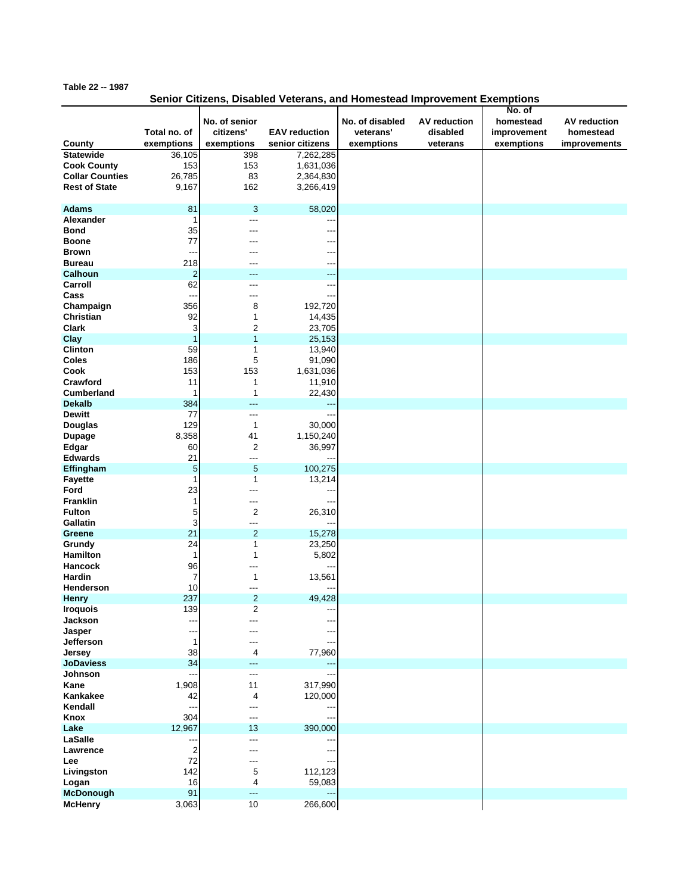Table 22 -- 1987

## Senior Citizens, Disabled Veterans, and Homestead Improvement Exemptions

| County | Total no. of exemptions | No. of senior citizens' exemptions | EAV reduction senior citizens | No. of disabled veterans' exemptions | AV reduction disabled veterans | No. of homestead improvement exemptions | AV reduction homestead improvements |
|---|---|---|---|---|---|---|---|
| Statewide | 36,105 | 398 | 7,262,285 | | | | |
| Cook County | 153 | 153 | 1,631,036 | | | | |
| Collar Counties | 26,785 | 83 | 2,364,830 | | | | |
| Rest of State | 9,167 | 162 | 3,266,419 | | | | |
| | | | | | | | |
| Adams | 81 | 3 | 58,020 | | | | |
| Alexander | 1 | --- | --- | | | | |
| Bond | 35 | --- | --- | | | | |
| Boone | 77 | --- | --- | | | | |
| Brown | --- | --- | --- | | | | |
| Bureau | 218 | --- | --- | | | | |
| Calhoun | 2 | --- | --- | | | | |
| Carroll | 62 | --- | --- | | | | |
| Cass | --- | --- | --- | | | | |
| Champaign | 356 | 8 | 192,720 | | | | |
| Christian | 92 | 1 | 14,435 | | | | |
| Clark | 3 | 2 | 23,705 | | | | |
| Clay | 1 | 1 | 25,153 | | | | |
| Clinton | 59 | 1 | 13,940 | | | | |
| Coles | 186 | 5 | 91,090 | | | | |
| Cook | 153 | 153 | 1,631,036 | | | | |
| Crawford | 11 | 1 | 11,910 | | | | |
| Cumberland | 1 | 1 | 22,430 | | | | |
| Dekalb | 384 | --- | --- | | | | |
| Dewitt | 77 | --- | --- | | | | |
| Douglas | 129 | 1 | 30,000 | | | | |
| Dupage | 8,358 | 41 | 1,150,240 | | | | |
| Edgar | 60 | 2 | 36,997 | | | | |
| Edwards | 21 | --- | --- | | | | |
| Effingham | 5 | 5 | 100,275 | | | | |
| Fayette | 1 | 1 | 13,214 | | | | |
| Ford | 23 | --- | --- | | | | |
| Franklin | 1 | --- | --- | | | | |
| Fulton | 5 | 2 | 26,310 | | | | |
| Gallatin | 3 | --- | --- | | | | |
| Greene | 21 | 2 | 15,278 | | | | |
| Grundy | 24 | 1 | 23,250 | | | | |
| Hamilton | 1 | 1 | 5,802 | | | | |
| Hancock | 96 | --- | --- | | | | |
| Hardin | 7 | 1 | 13,561 | | | | |
| Henderson | 10 | --- | --- | | | | |
| Henry | 237 | 2 | 49,428 | | | | |
| Iroquois | 139 | 2 | --- | | | | |
| Jackson | --- | --- | --- | | | | |
| Jasper | --- | --- | --- | | | | |
| Jefferson | 1 | --- | --- | | | | |
| Jersey | 38 | 4 | 77,960 | | | | |
| JoDaviess | 34 | --- | --- | | | | |
| Johnson | --- | --- | --- | | | | |
| Kane | 1,908 | 11 | 317,990 | | | | |
| Kankakee | 42 | 4 | 120,000 | | | | |
| Kendall | --- | --- | --- | | | | |
| Knox | 304 | --- | --- | | | | |
| Lake | 12,967 | 13 | 390,000 | | | | |
| LaSalle | --- | --- | --- | | | | |
| Lawrence | 2 | --- | --- | | | | |
| Lee | 72 | --- | --- | | | | |
| Livingston | 142 | 5 | 112,123 | | | | |
| Logan | 16 | 4 | 59,083 | | | | |
| McDonough | 91 | --- | --- | | | | |
| McHenry | 3,063 | 10 | 266,600 | | | | |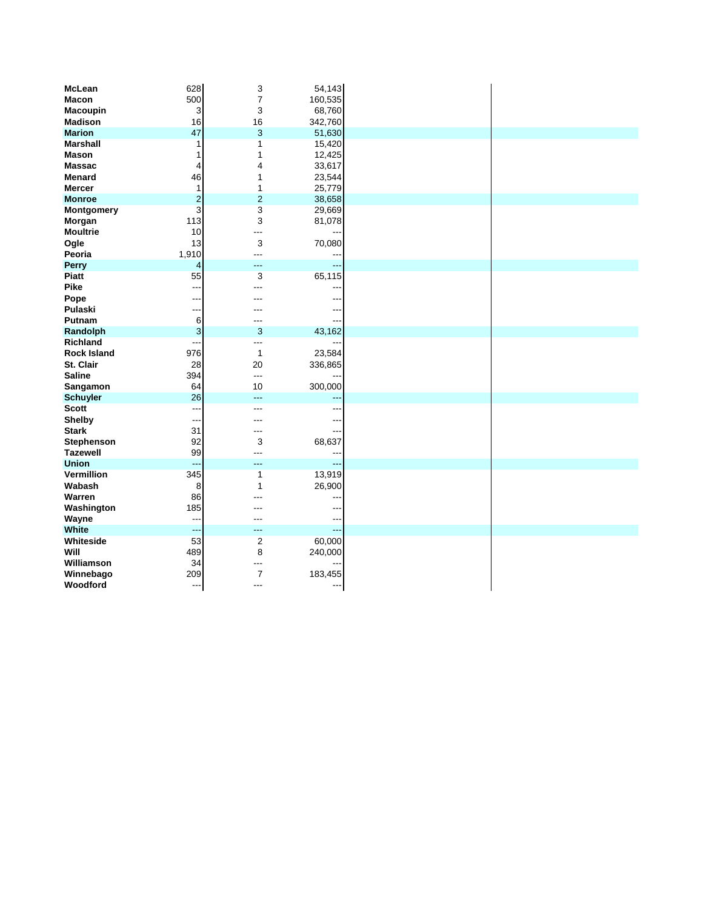| | | | |
|---|---|---|---|
| **McLean** | 628 | 3 | 54,143 |
| **Macon** | 500 | 7 | 160,535 |
| **Macoupin** | 3 | 3 | 68,760 |
| **Madison** | 16 | 16 | 342,760 |
| **Marion** | 47 | 3 | 51,630 |
| **Marshall** | 1 | 1 | 15,420 |
| **Mason** | 1 | 1 | 12,425 |
| **Massac** | 4 | 4 | 33,617 |
| **Menard** | 46 | 1 | 23,544 |
| **Mercer** | 1 | 1 | 25,779 |
| **Monroe** | 2 | 2 | 38,658 |
| **Montgomery** | 3 | 3 | 29,669 |
| **Morgan** | 113 | 3 | 81,078 |
| **Moultrie** | 10 | --- | --- |
| **Ogle** | 13 | 3 | 70,080 |
| **Peoria** | 1,910 | --- | --- |
| **Perry** | 4 | --- | --- |
| **Piatt** | 55 | 3 | 65,115 |
| **Pike** | --- | --- | --- |
| **Pope** | --- | --- | --- |
| **Pulaski** | --- | --- | --- |
| **Putnam** | 6 | --- | --- |
| **Randolph** | 3 | 3 | 43,162 |
| **Richland** | --- | --- | --- |
| **Rock Island** | 976 | 1 | 23,584 |
| **St. Clair** | 28 | 20 | 336,865 |
| **Saline** | 394 | --- | --- |
| **Sangamon** | 64 | 10 | 300,000 |
| **Schuyler** | 26 | --- | --- |
| **Scott** | --- | --- | --- |
| **Shelby** | --- | --- | --- |
| **Stark** | 31 | --- | --- |
| **Stephenson** | 92 | 3 | 68,637 |
| **Tazewell** | 99 | --- | --- |
| **Union** | --- | --- | --- |
| **Vermillion** | 345 | 1 | 13,919 |
| **Wabash** | 8 | 1 | 26,900 |
| **Warren** | 86 | --- | --- |
| **Washington** | 185 | --- | --- |
| **Wayne** | --- | --- | --- |
| **White** | --- | --- | --- |
| **Whiteside** | 53 | 2 | 60,000 |
| **Will** | 489 | 8 | 240,000 |
| **Williamson** | 34 | --- | --- |
| **Winnebago** | 209 | 7 | 183,455 |
| **Woodford** | --- | --- | --- |